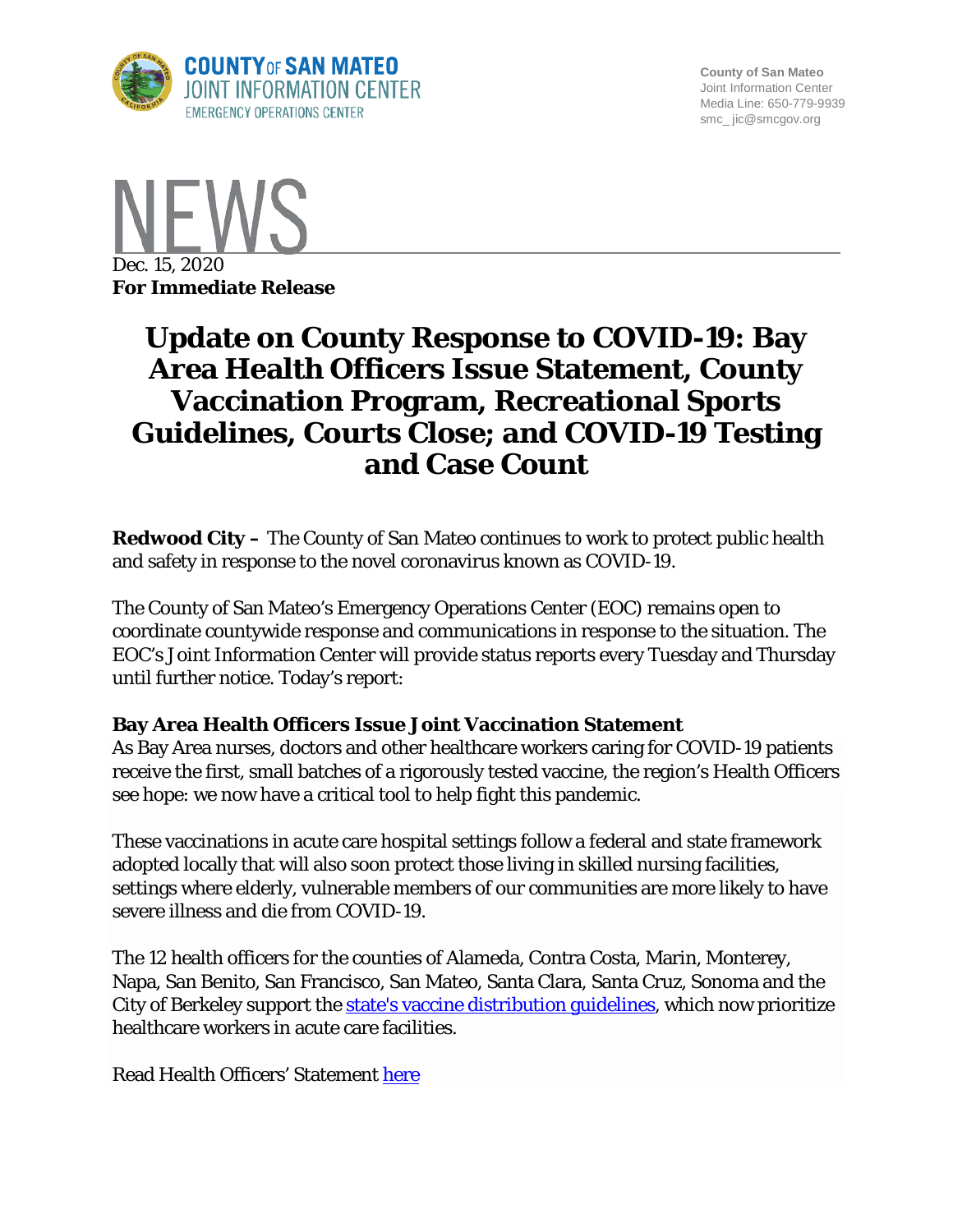COUNTY OF SAN MATEO
JOINT INFORMATION CENTER
EMERGENCY OPERATIONS CENTER

County of San Mateo
Joint Information Center
Media Line: 650-779-9939
smc_jic@smcgov.org

# NEWS

Dec. 15, 2020
**For Immediate Release**

# Update on County Response to COVID-19: Bay Area Health Officers Issue Statement, County Vaccination Program, Recreational Sports Guidelines, Courts Close; and COVID-19 Testing and Case Count

**Redwood City –** The County of San Mateo continues to work to protect public health and safety in response to the novel coronavirus known as COVID-19.

The County of San Mateo's Emergency Operations Center (EOC) remains open to coordinate countywide response and communications in response to the situation. The EOC's Joint Information Center will provide status reports every Tuesday and Thursday until further notice. Today's report:

### Bay Area Health Officers Issue Joint Vaccination Statement

As Bay Area nurses, doctors and other healthcare workers caring for COVID-19 patients receive the first, small batches of a rigorously tested vaccine, the region's Health Officers see hope: we now have a critical tool to help fight this pandemic.

These vaccinations in acute care hospital settings follow a federal and state framework adopted locally that will also soon protect those living in skilled nursing facilities, settings where elderly, vulnerable members of our communities are more likely to have severe illness and die from COVID-19.

The 12 health officers for the counties of Alameda, Contra Costa, Marin, Monterey, Napa, San Benito, San Francisco, San Mateo, Santa Clara, Santa Cruz, Sonoma and the City of Berkeley support the [state's vaccine distribution guidelines], which now prioritize healthcare workers in acute care facilities.

Read Health Officers' Statement [here]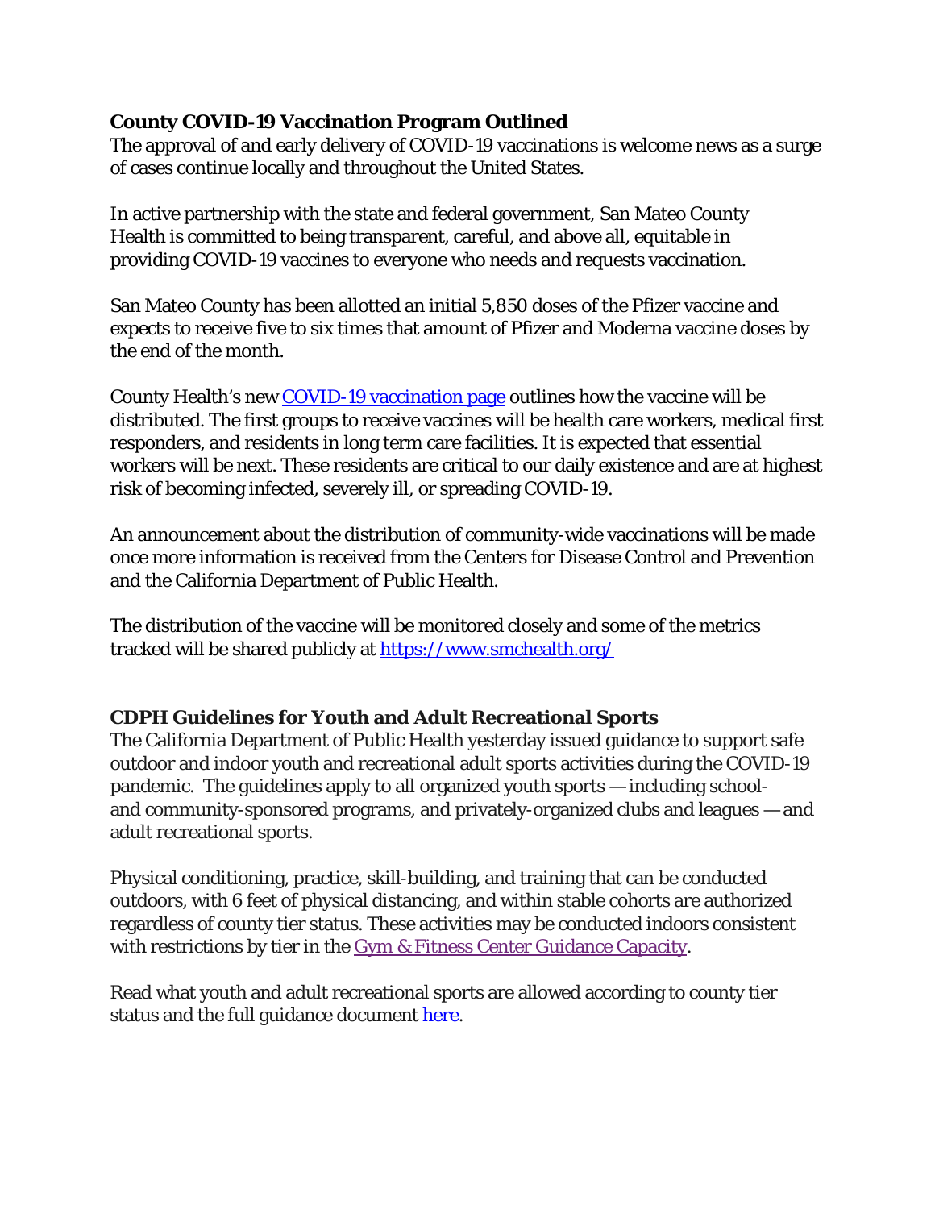## County COVID-19 Vaccination Program Outlined

The approval of and early delivery of COVID-19 vaccinations is welcome news as a surge of cases continue locally and throughout the United States.

In active partnership with the state and federal government, San Mateo County Health is committed to being transparent, careful, and above all, equitable in providing COVID-19 vaccines to everyone who needs and requests vaccination.

San Mateo County has been allotted an initial 5,850 doses of the Pfizer vaccine and expects to receive five to six times that amount of Pfizer and Moderna vaccine doses by the end of the month.

County Health's new COVID-19 vaccination page outlines how the vaccine will be distributed. The first groups to receive vaccines will be health care workers, medical first responders, and residents in long term care facilities. It is expected that essential workers will be next. These residents are critical to our daily existence and are at highest risk of becoming infected, severely ill, or spreading COVID-19.

An announcement about the distribution of community-wide vaccinations will be made once more information is received from the Centers for Disease Control and Prevention and the California Department of Public Health.

The distribution of the vaccine will be monitored closely and some of the metrics tracked will be shared publicly at https://www.smchealth.org/

## CDPH Guidelines for Youth and Adult Recreational Sports

The California Department of Public Health yesterday issued guidance to support safe outdoor and indoor youth and recreational adult sports activities during the COVID-19 pandemic. The guidelines apply to all organized youth sports — including school- and community-sponsored programs, and privately-organized clubs and leagues — and adult recreational sports.

Physical conditioning, practice, skill-building, and training that can be conducted outdoors, with 6 feet of physical distancing, and within stable cohorts are authorized regardless of county tier status. These activities may be conducted indoors consistent with restrictions by tier in the Gym & Fitness Center Guidance Capacity.

Read what youth and adult recreational sports are allowed according to county tier status and the full guidance document here.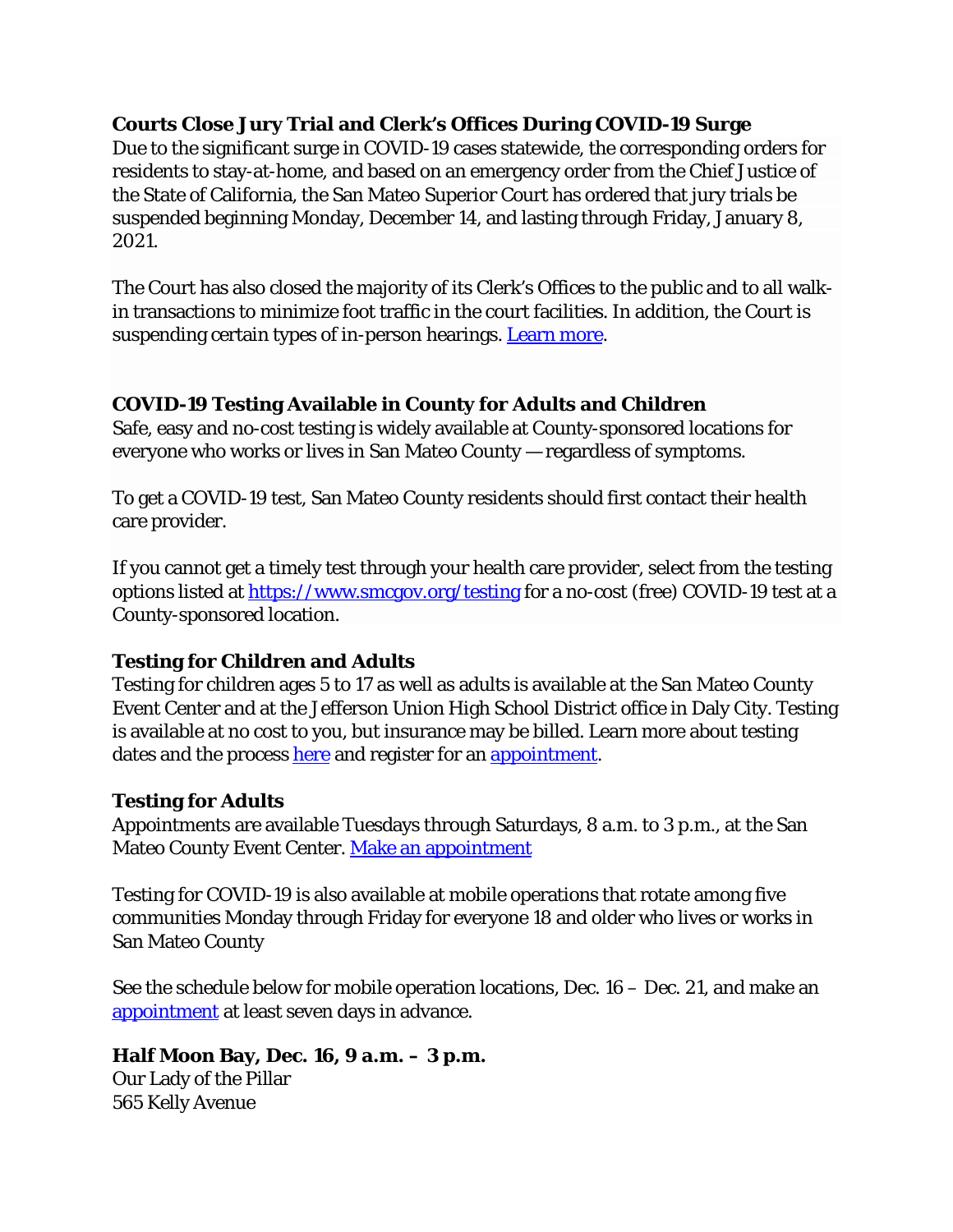### Courts Close Jury Trial and Clerk's Offices During COVID-19 Surge

Due to the significant surge in COVID-19 cases statewide, the corresponding orders for residents to stay-at-home, and based on an emergency order from the Chief Justice of the State of California, the San Mateo Superior Court has ordered that jury trials be suspended beginning Monday, December 14, and lasting through Friday, January 8, 2021.

The Court has also closed the majority of its Clerk's Offices to the public and to all walk-in transactions to minimize foot traffic in the court facilities. In addition, the Court is suspending certain types of in-person hearings. [Learn more](#).

### COVID-19 Testing Available in County for Adults and Children

Safe, easy and no-cost testing is widely available at County-sponsored locations for everyone who works or lives in San Mateo County — regardless of symptoms.

To get a COVID-19 test, San Mateo County residents should first contact their health care provider.

If you cannot get a timely test through your health care provider, select from the testing options listed at [https://www.smcgov.org/testing](https://www.smcgov.org/testing) for a no-cost (free) COVID-19 test at a County-sponsored location.

### Testing for Children and Adults

Testing for children ages 5 to 17 as well as adults is available at the San Mateo County Event Center and at the Jefferson Union High School District office in Daly City. Testing is available at no cost to you, but insurance may be billed. Learn more about testing dates and the process [here](#) and register for an [appointment](#).

### Testing for Adults

Appointments are available Tuesdays through Saturdays, 8 a.m. to 3 p.m., at the San Mateo County Event Center. [Make an appointment](#)

Testing for COVID-19 is also available at mobile operations that rotate among five communities Monday through Friday for everyone 18 and older who lives or works in San Mateo County

See the schedule below for mobile operation locations, Dec. 16 – Dec. 21, and make an [appointment](#) at least seven days in advance.

**Half Moon Bay, Dec. 16, 9 a.m. – 3 p.m.**
Our Lady of the Pillar
565 Kelly Avenue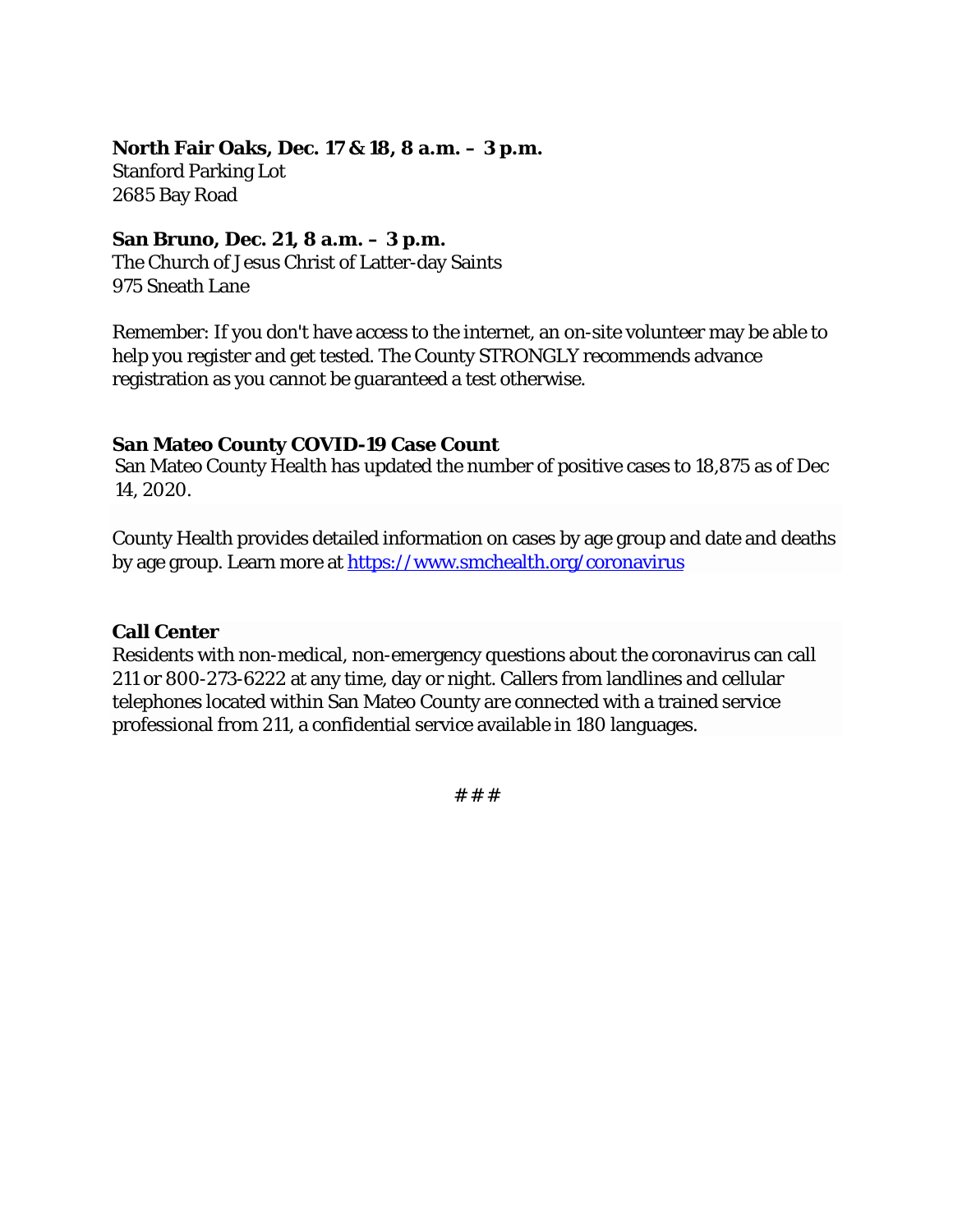**North Fair Oaks, Dec. 17 & 18, 8 a.m. – 3 p.m.**
Stanford Parking Lot
2685 Bay Road

**San Bruno, Dec. 21, 8 a.m. – 3 p.m.**
The Church of Jesus Christ of Latter-day Saints
975 Sneath Lane

Remember: If you don't have access to the internet, an on-site volunteer may be able to help you register and get tested. The County STRONGLY recommends advance registration as you cannot be guaranteed a test otherwise.

**San Mateo County COVID-19 Case Count**
San Mateo County Health has updated the number of positive cases to 18,875 as of Dec 14, 2020.

County Health provides detailed information on cases by age group and date and deaths by age group. Learn more at https://www.smchealth.org/coronavirus

**Call Center**
Residents with non-medical, non-emergency questions about the coronavirus can call 211 or 800-273-6222 at any time, day or night. Callers from landlines and cellular telephones located within San Mateo County are connected with a trained service professional from 211, a confidential service available in 180 languages.

# # #